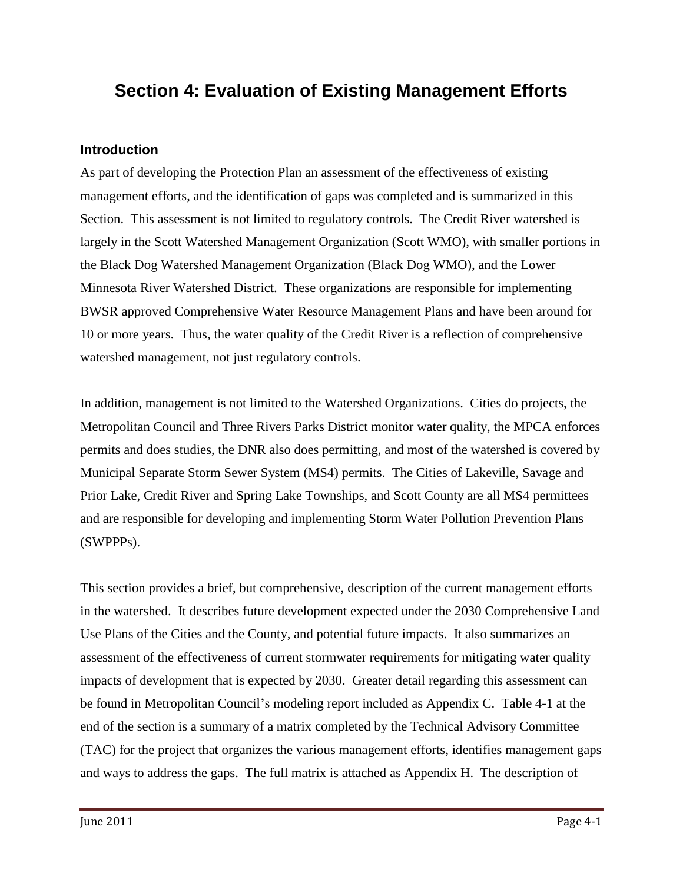# Section 4: Evaluation of Existing Management Efforts

## Introduction

As part of developing the Protection Plan an assessment of the effectiveness of existing management efforts, and the identification of gaps was completed and is summarized in this Section. This assessment is not limited to regulatory controls. The Credit River watershed is largely in the Scott Watershed Management Organization (Scott WMO), with smaller portions in the Black Dog Watershed Management Organization (Black Dog WMO), and the Lower Minnesota River Watershed District. These organizations are responsible for implementing BWSR approved Comprehensive Water Resource Management Plans and have been around for 10 or more years. Thus, the water quality of the Credit River is a reflection of comprehensive watershed management, not just regulatory controls.

In addition, management is not limited to the Watershed Organizations. Cities do projects, the Metropolitan Council and Three Rivers Parks District monitor water quality, the MPCA enforces permits and does studies, the DNR also does permitting, and most of the watershed is covered by Municipal Separate Storm Sewer System (MS4) permits. The Cities of Lakeville, Savage and Prior Lake, Credit River and Spring Lake Townships, and Scott County are all MS4 permittees and are responsible for developing and implementing Storm Water Pollution Prevention Plans (SWPPPs).

This section provides a brief, but comprehensive, description of the current management efforts in the watershed. It describes future development expected under the 2030 Comprehensive Land Use Plans of the Cities and the County, and potential future impacts. It also summarizes an assessment of the effectiveness of current stormwater requirements for mitigating water quality impacts of development that is expected by 2030. Greater detail regarding this assessment can be found in Metropolitan Council's modeling report included as Appendix C. Table 4-1 at the end of the section is a summary of a matrix completed by the Technical Advisory Committee (TAC) for the project that organizes the various management efforts, identifies management gaps and ways to address the gaps. The full matrix is attached as Appendix H. The description of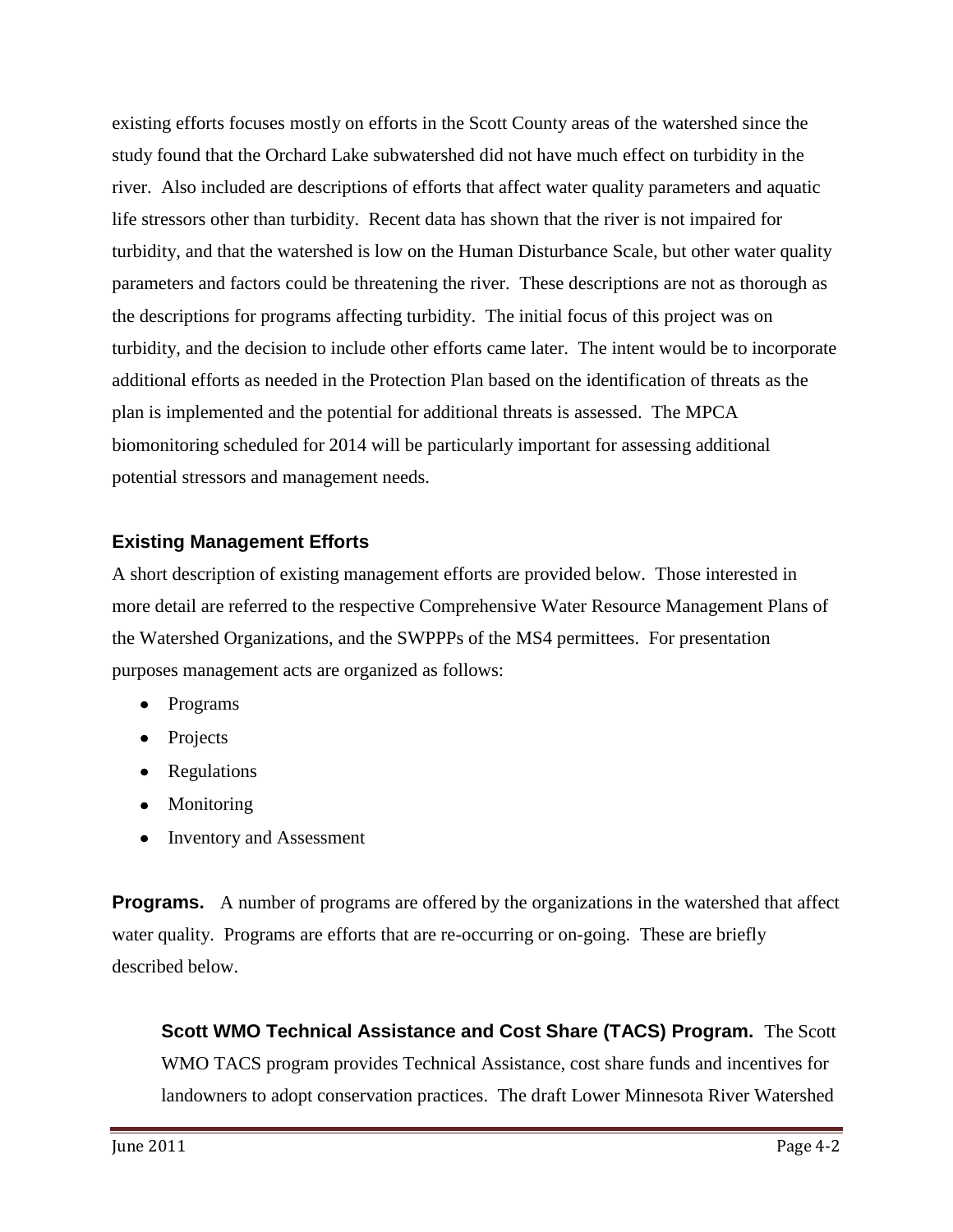existing efforts focuses mostly on efforts in the Scott County areas of the watershed since the study found that the Orchard Lake subwatershed did not have much effect on turbidity in the river. Also included are descriptions of efforts that affect water quality parameters and aquatic life stressors other than turbidity. Recent data has shown that the river is not impaired for turbidity, and that the watershed is low on the Human Disturbance Scale, but other water quality parameters and factors could be threatening the river. These descriptions are not as thorough as the descriptions for programs affecting turbidity. The initial focus of this project was on turbidity, and the decision to include other efforts came later. The intent would be to incorporate additional efforts as needed in the Protection Plan based on the identification of threats as the plan is implemented and the potential for additional threats is assessed. The MPCA biomonitoring scheduled for 2014 will be particularly important for assessing additional potential stressors and management needs.

### Existing Management Efforts

A short description of existing management efforts are provided below. Those interested in more detail are referred to the respective Comprehensive Water Resource Management Plans of the Watershed Organizations, and the SWPPPs of the MS4 permittees. For presentation purposes management acts are organized as follows:

- Programs
- Projects
- Regulations
- Monitoring
- Inventory and Assessment

**Programs.** A number of programs are offered by the organizations in the watershed that affect water quality. Programs are efforts that are re-occurring or on-going. These are briefly described below.

**Scott WMO Technical Assistance and Cost Share (TACS) Program.** The Scott WMO TACS program provides Technical Assistance, cost share funds and incentives for landowners to adopt conservation practices. The draft Lower Minnesota River Watershed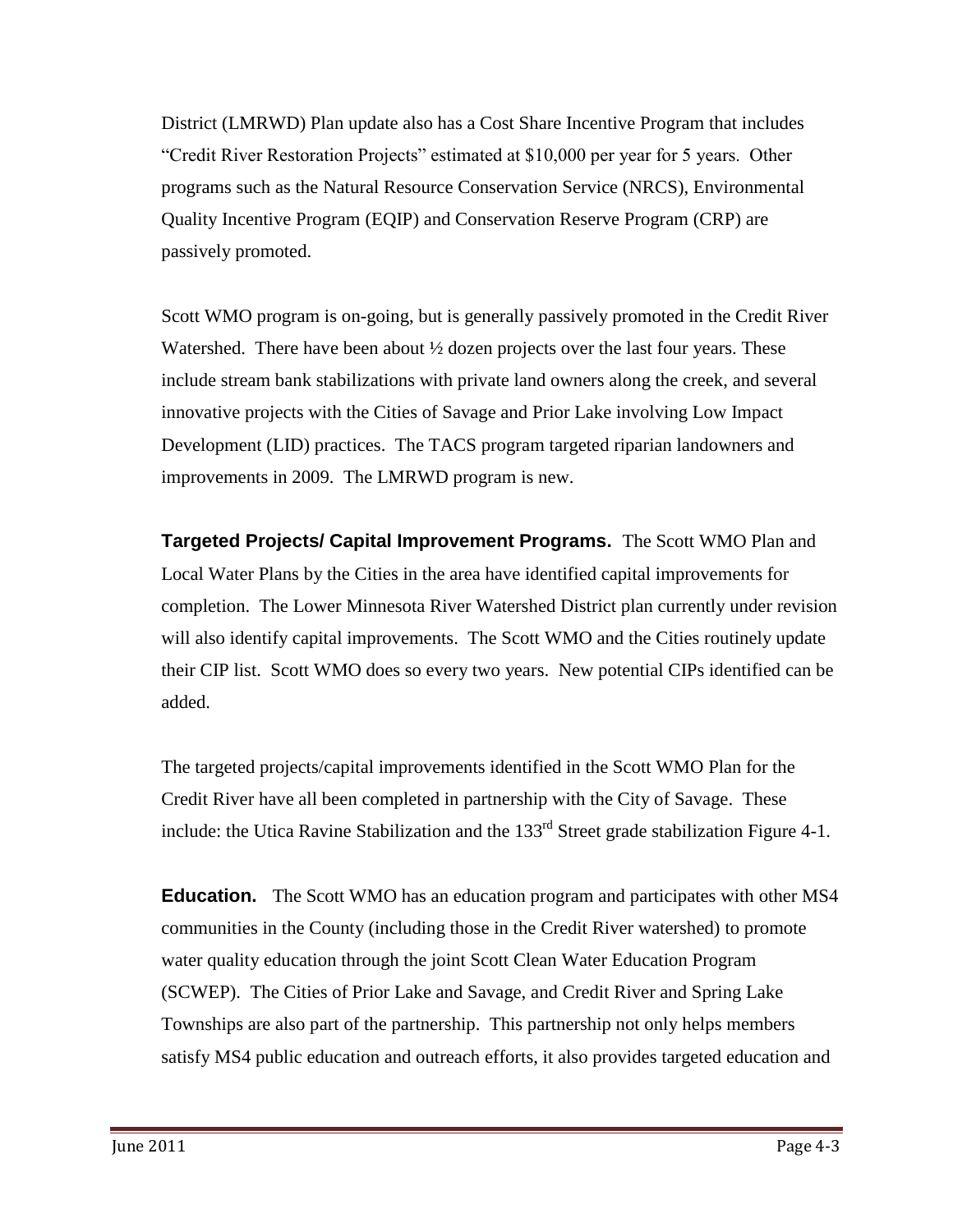District (LMRWD) Plan update also has a Cost Share Incentive Program that includes "Credit River Restoration Projects" estimated at $10,000 per year for 5 years. Other programs such as the Natural Resource Conservation Service (NRCS), Environmental Quality Incentive Program (EQIP) and Conservation Reserve Program (CRP) are passively promoted.

Scott WMO program is on-going, but is generally passively promoted in the Credit River Watershed. There have been about ½ dozen projects over the last four years. These include stream bank stabilizations with private land owners along the creek, and several innovative projects with the Cities of Savage and Prior Lake involving Low Impact Development (LID) practices. The TACS program targeted riparian landowners and improvements in 2009. The LMRWD program is new.

**Targeted Projects/ Capital Improvement Programs.** The Scott WMO Plan and Local Water Plans by the Cities in the area have identified capital improvements for completion. The Lower Minnesota River Watershed District plan currently under revision will also identify capital improvements. The Scott WMO and the Cities routinely update their CIP list. Scott WMO does so every two years. New potential CIPs identified can be added.

The targeted projects/capital improvements identified in the Scott WMO Plan for the Credit River have all been completed in partnership with the City of Savage. These include: the Utica Ravine Stabilization and the 133rd Street grade stabilization Figure 4-1.

**Education.** The Scott WMO has an education program and participates with other MS4 communities in the County (including those in the Credit River watershed) to promote water quality education through the joint Scott Clean Water Education Program (SCWEP). The Cities of Prior Lake and Savage, and Credit River and Spring Lake Townships are also part of the partnership. This partnership not only helps members satisfy MS4 public education and outreach efforts, it also provides targeted education and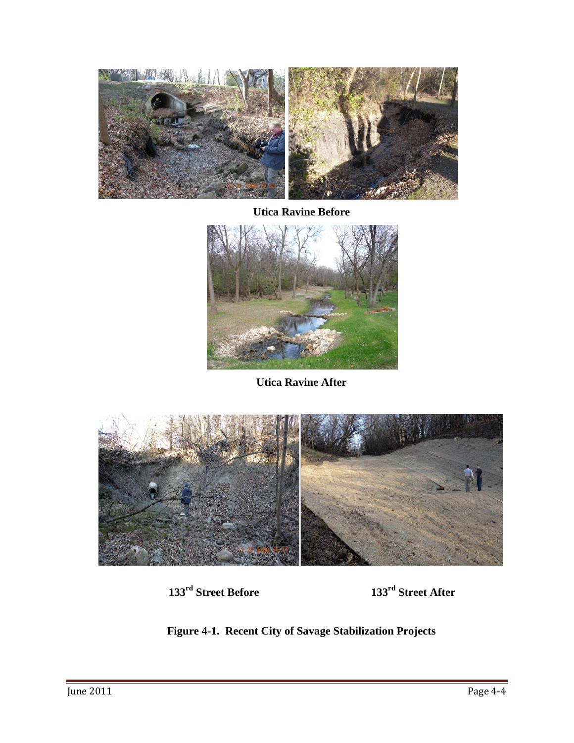**Utica Ravine Before**

**Utica Ravine After**

**133rd Street Before** **133rd Street After**

**Figure 4-1. Recent City of Savage Stabilization Projects**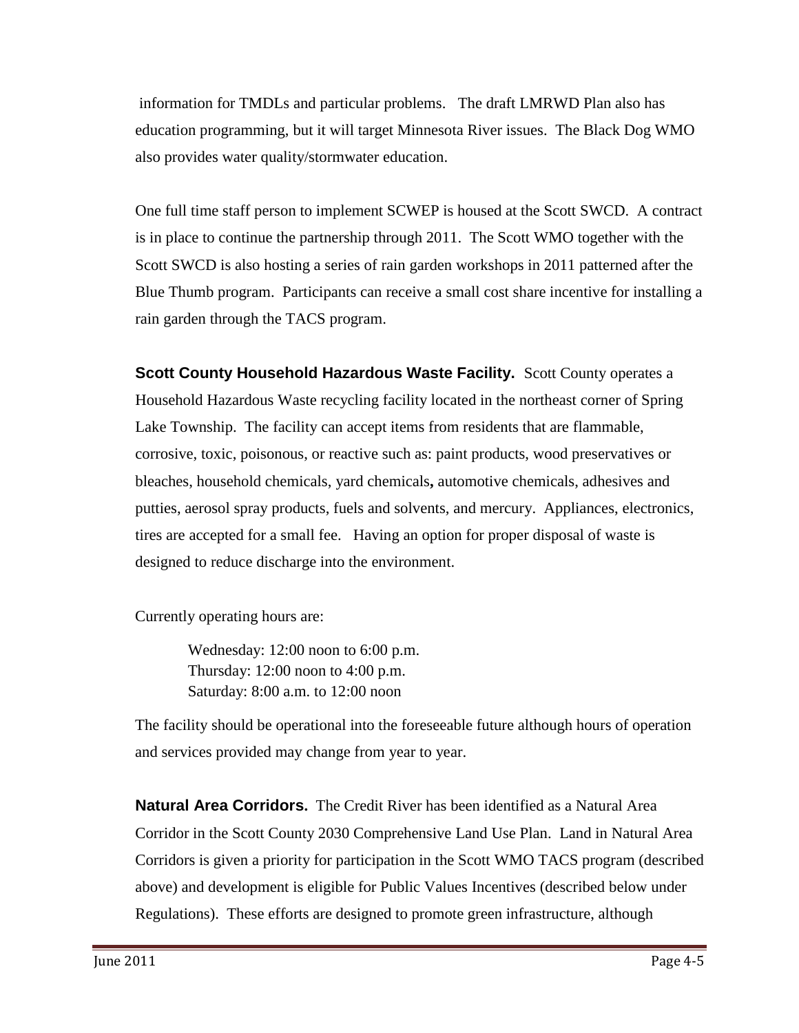information for TMDLs and particular problems. The draft LMRWD Plan also has education programming, but it will target Minnesota River issues. The Black Dog WMO also provides water quality/stormwater education.

One full time staff person to implement SCWEP is housed at the Scott SWCD. A contract is in place to continue the partnership through 2011. The Scott WMO together with the Scott SWCD is also hosting a series of rain garden workshops in 2011 patterned after the Blue Thumb program. Participants can receive a small cost share incentive for installing a rain garden through the TACS program.

**Scott County Household Hazardous Waste Facility.** Scott County operates a Household Hazardous Waste recycling facility located in the northeast corner of Spring Lake Township. The facility can accept items from residents that are flammable, corrosive, toxic, poisonous, or reactive such as: paint products, wood preservatives or bleaches, household chemicals, yard chemicals**,** automotive chemicals, adhesives and putties, aerosol spray products, fuels and solvents, and mercury. Appliances, electronics, tires are accepted for a small fee. Having an option for proper disposal of waste is designed to reduce discharge into the environment.

Currently operating hours are:

> Wednesday: 12:00 noon to 6:00 p.m.
> Thursday: 12:00 noon to 4:00 p.m.
> Saturday: 8:00 a.m. to 12:00 noon

The facility should be operational into the foreseeable future although hours of operation and services provided may change from year to year.

**Natural Area Corridors.** The Credit River has been identified as a Natural Area Corridor in the Scott County 2030 Comprehensive Land Use Plan. Land in Natural Area Corridors is given a priority for participation in the Scott WMO TACS program (described above) and development is eligible for Public Values Incentives (described below under Regulations). These efforts are designed to promote green infrastructure, although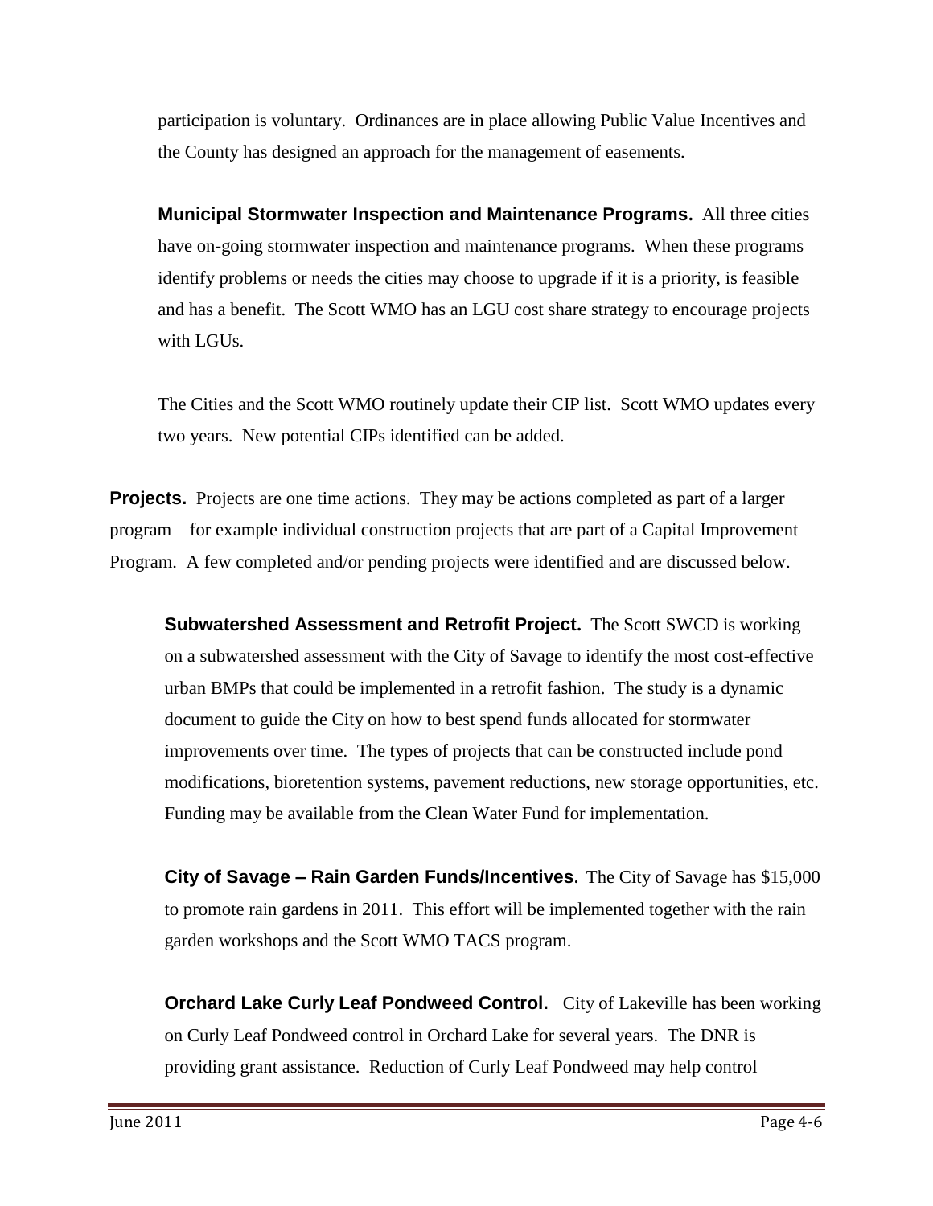participation is voluntary. Ordinances are in place allowing Public Value Incentives and the County has designed an approach for the management of easements.

**Municipal Stormwater Inspection and Maintenance Programs.** All three cities have on-going stormwater inspection and maintenance programs. When these programs identify problems or needs the cities may choose to upgrade if it is a priority, is feasible and has a benefit. The Scott WMO has an LGU cost share strategy to encourage projects with LGUs.

The Cities and the Scott WMO routinely update their CIP list. Scott WMO updates every two years. New potential CIPs identified can be added.

**Projects.** Projects are one time actions. They may be actions completed as part of a larger program – for example individual construction projects that are part of a Capital Improvement Program. A few completed and/or pending projects were identified and are discussed below.

**Subwatershed Assessment and Retrofit Project.** The Scott SWCD is working on a subwatershed assessment with the City of Savage to identify the most cost-effective urban BMPs that could be implemented in a retrofit fashion. The study is a dynamic document to guide the City on how to best spend funds allocated for stormwater improvements over time. The types of projects that can be constructed include pond modifications, bioretention systems, pavement reductions, new storage opportunities, etc. Funding may be available from the Clean Water Fund for implementation.

**City of Savage – Rain Garden Funds/Incentives.** The City of Savage has $15,000 to promote rain gardens in 2011. This effort will be implemented together with the rain garden workshops and the Scott WMO TACS program.

**Orchard Lake Curly Leaf Pondweed Control.** City of Lakeville has been working on Curly Leaf Pondweed control in Orchard Lake for several years. The DNR is providing grant assistance. Reduction of Curly Leaf Pondweed may help control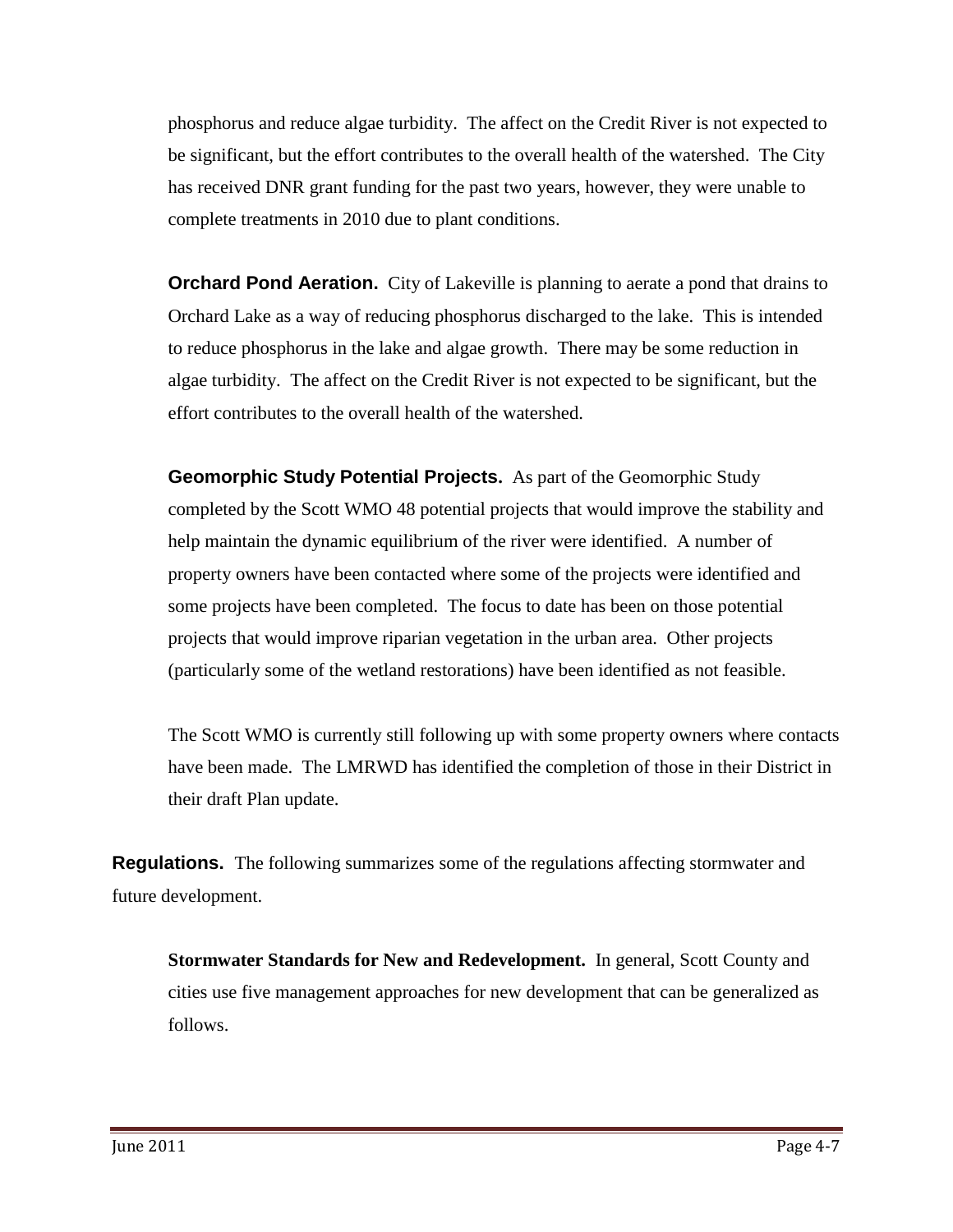phosphorus and reduce algae turbidity. The affect on the Credit River is not expected to be significant, but the effort contributes to the overall health of the watershed. The City has received DNR grant funding for the past two years, however, they were unable to complete treatments in 2010 due to plant conditions.

**Orchard Pond Aeration.** City of Lakeville is planning to aerate a pond that drains to Orchard Lake as a way of reducing phosphorus discharged to the lake. This is intended to reduce phosphorus in the lake and algae growth. There may be some reduction in algae turbidity. The affect on the Credit River is not expected to be significant, but the effort contributes to the overall health of the watershed.

**Geomorphic Study Potential Projects.** As part of the Geomorphic Study completed by the Scott WMO 48 potential projects that would improve the stability and help maintain the dynamic equilibrium of the river were identified. A number of property owners have been contacted where some of the projects were identified and some projects have been completed. The focus to date has been on those potential projects that would improve riparian vegetation in the urban area. Other projects (particularly some of the wetland restorations) have been identified as not feasible.

The Scott WMO is currently still following up with some property owners where contacts have been made. The LMRWD has identified the completion of those in their District in their draft Plan update.

**Regulations.** The following summarizes some of the regulations affecting stormwater and future development.

**Stormwater Standards for New and Redevelopment.** In general, Scott County and cities use five management approaches for new development that can be generalized as follows.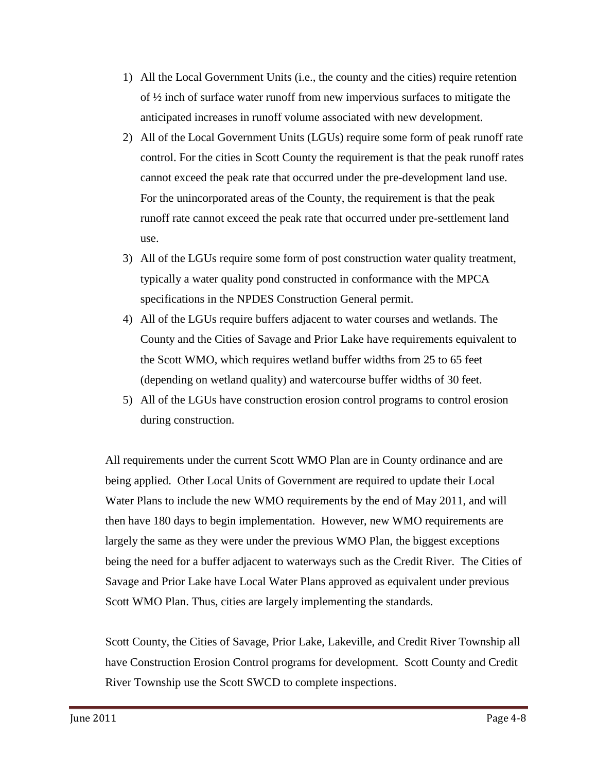1) All the Local Government Units (i.e., the county and the cities) require retention of ½ inch of surface water runoff from new impervious surfaces to mitigate the anticipated increases in runoff volume associated with new development.
2) All of the Local Government Units (LGUs) require some form of peak runoff rate control. For the cities in Scott County the requirement is that the peak runoff rates cannot exceed the peak rate that occurred under the pre-development land use. For the unincorporated areas of the County, the requirement is that the peak runoff rate cannot exceed the peak rate that occurred under pre-settlement land use.
3) All of the LGUs require some form of post construction water quality treatment, typically a water quality pond constructed in conformance with the MPCA specifications in the NPDES Construction General permit.
4) All of the LGUs require buffers adjacent to water courses and wetlands. The County and the Cities of Savage and Prior Lake have requirements equivalent to the Scott WMO, which requires wetland buffer widths from 25 to 65 feet (depending on wetland quality) and watercourse buffer widths of 30 feet.
5) All of the LGUs have construction erosion control programs to control erosion during construction.

All requirements under the current Scott WMO Plan are in County ordinance and are being applied. Other Local Units of Government are required to update their Local Water Plans to include the new WMO requirements by the end of May 2011, and will then have 180 days to begin implementation. However, new WMO requirements are largely the same as they were under the previous WMO Plan, the biggest exceptions being the need for a buffer adjacent to waterways such as the Credit River. The Cities of Savage and Prior Lake have Local Water Plans approved as equivalent under previous Scott WMO Plan. Thus, cities are largely implementing the standards.

Scott County, the Cities of Savage, Prior Lake, Lakeville, and Credit River Township all have Construction Erosion Control programs for development. Scott County and Credit River Township use the Scott SWCD to complete inspections.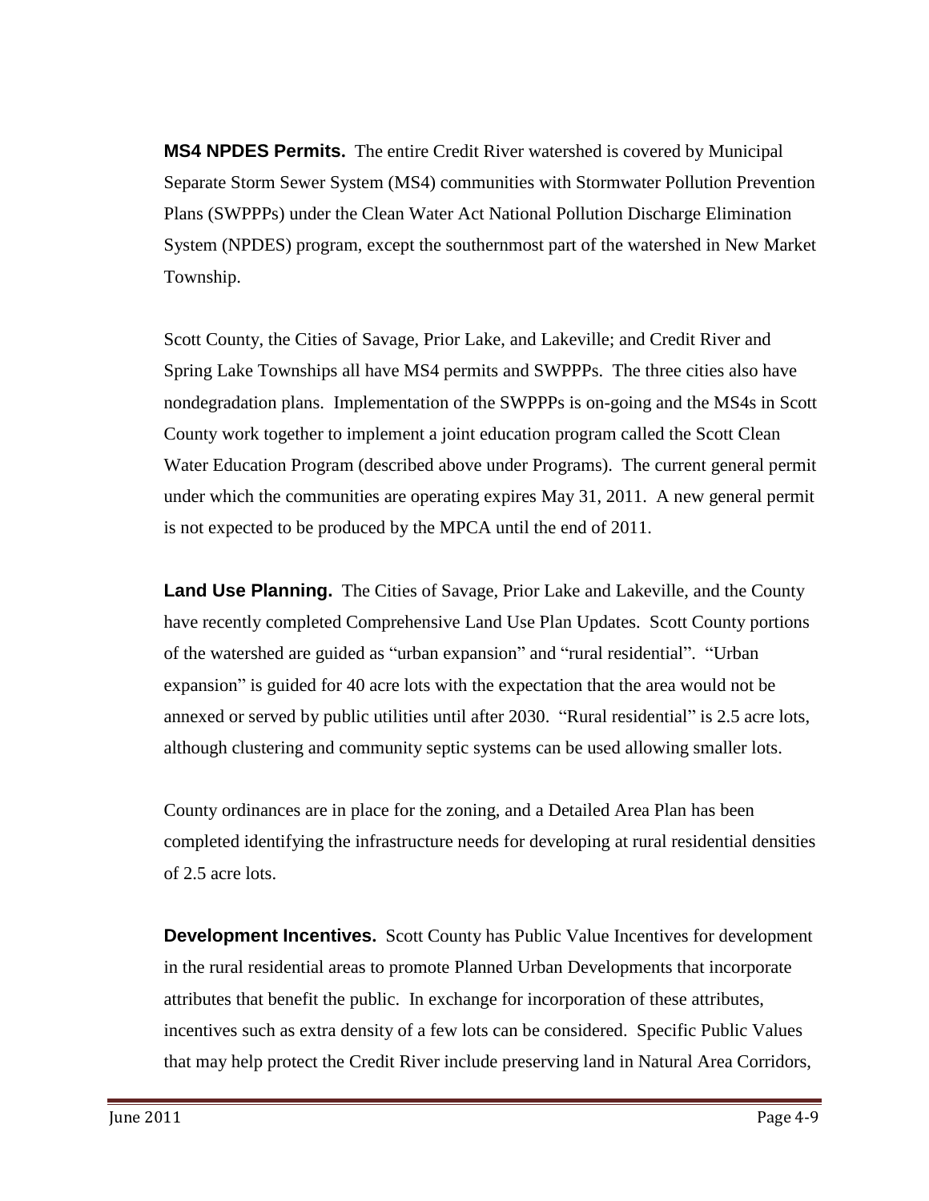**MS4 NPDES Permits.** The entire Credit River watershed is covered by Municipal Separate Storm Sewer System (MS4) communities with Stormwater Pollution Prevention Plans (SWPPPs) under the Clean Water Act National Pollution Discharge Elimination System (NPDES) program, except the southernmost part of the watershed in New Market Township.

Scott County, the Cities of Savage, Prior Lake, and Lakeville; and Credit River and Spring Lake Townships all have MS4 permits and SWPPPs. The three cities also have nondegradation plans. Implementation of the SWPPPs is on-going and the MS4s in Scott County work together to implement a joint education program called the Scott Clean Water Education Program (described above under Programs). The current general permit under which the communities are operating expires May 31, 2011. A new general permit is not expected to be produced by the MPCA until the end of 2011.

**Land Use Planning.** The Cities of Savage, Prior Lake and Lakeville, and the County have recently completed Comprehensive Land Use Plan Updates. Scott County portions of the watershed are guided as "urban expansion" and "rural residential". "Urban expansion" is guided for 40 acre lots with the expectation that the area would not be annexed or served by public utilities until after 2030. "Rural residential" is 2.5 acre lots, although clustering and community septic systems can be used allowing smaller lots.

County ordinances are in place for the zoning, and a Detailed Area Plan has been completed identifying the infrastructure needs for developing at rural residential densities of 2.5 acre lots.

**Development Incentives.** Scott County has Public Value Incentives for development in the rural residential areas to promote Planned Urban Developments that incorporate attributes that benefit the public. In exchange for incorporation of these attributes, incentives such as extra density of a few lots can be considered. Specific Public Values that may help protect the Credit River include preserving land in Natural Area Corridors,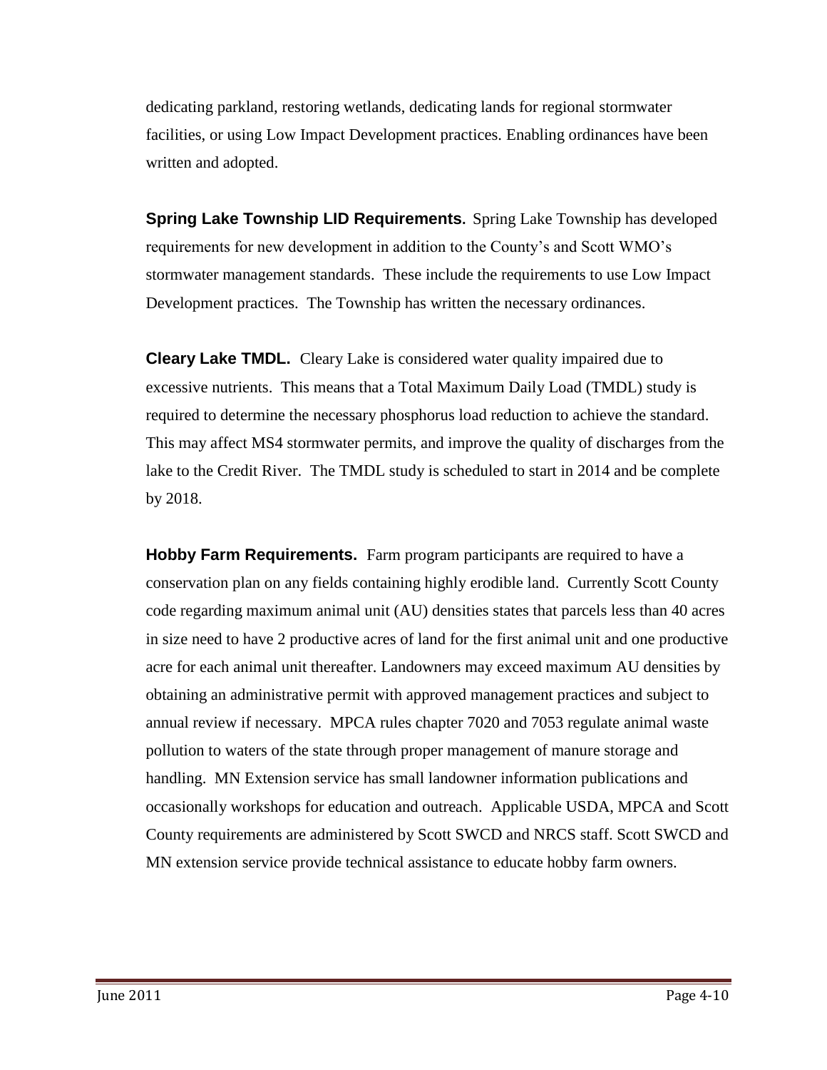dedicating parkland, restoring wetlands, dedicating lands for regional stormwater facilities, or using Low Impact Development practices. Enabling ordinances have been written and adopted.

**Spring Lake Township LID Requirements.** Spring Lake Township has developed requirements for new development in addition to the County's and Scott WMO's stormwater management standards. These include the requirements to use Low Impact Development practices. The Township has written the necessary ordinances.

**Cleary Lake TMDL.** Cleary Lake is considered water quality impaired due to excessive nutrients. This means that a Total Maximum Daily Load (TMDL) study is required to determine the necessary phosphorus load reduction to achieve the standard. This may affect MS4 stormwater permits, and improve the quality of discharges from the lake to the Credit River. The TMDL study is scheduled to start in 2014 and be complete by 2018.

**Hobby Farm Requirements.** Farm program participants are required to have a conservation plan on any fields containing highly erodible land. Currently Scott County code regarding maximum animal unit (AU) densities states that parcels less than 40 acres in size need to have 2 productive acres of land for the first animal unit and one productive acre for each animal unit thereafter. Landowners may exceed maximum AU densities by obtaining an administrative permit with approved management practices and subject to annual review if necessary. MPCA rules chapter 7020 and 7053 regulate animal waste pollution to waters of the state through proper management of manure storage and handling. MN Extension service has small landowner information publications and occasionally workshops for education and outreach. Applicable USDA, MPCA and Scott County requirements are administered by Scott SWCD and NRCS staff. Scott SWCD and MN extension service provide technical assistance to educate hobby farm owners.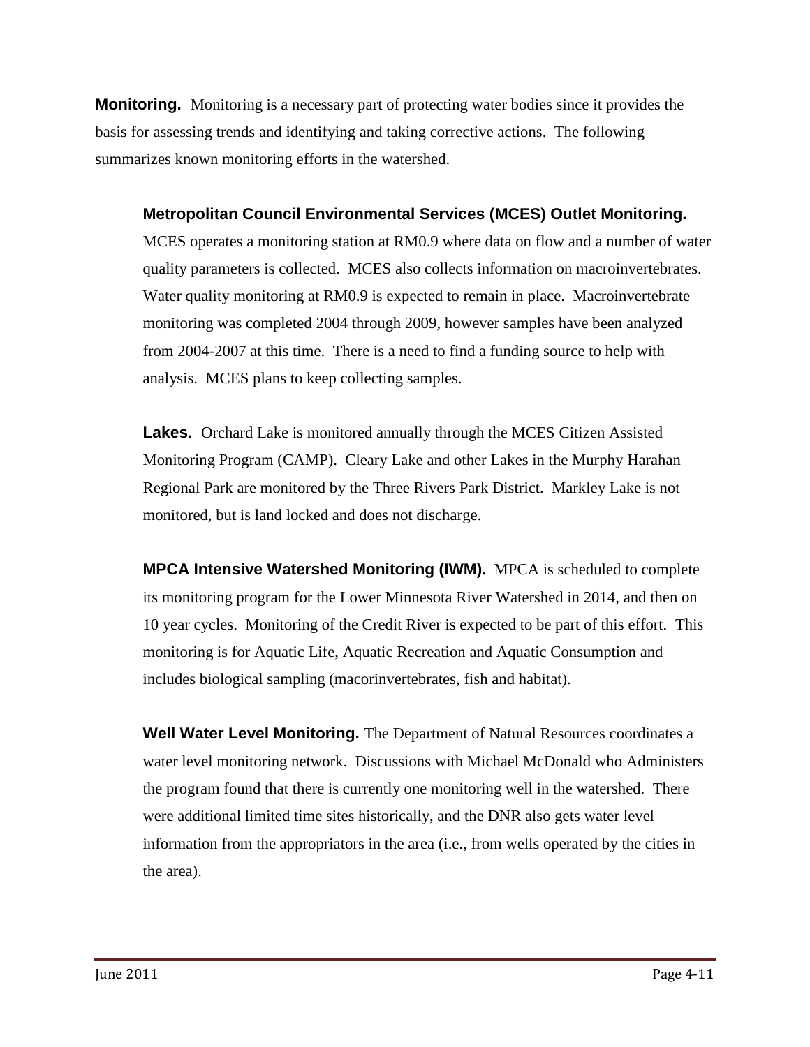**Monitoring.** Monitoring is a necessary part of protecting water bodies since it provides the basis for assessing trends and identifying and taking corrective actions. The following summarizes known monitoring efforts in the watershed.

**Metropolitan Council Environmental Services (MCES) Outlet Monitoring.** MCES operates a monitoring station at RM0.9 where data on flow and a number of water quality parameters is collected. MCES also collects information on macroinvertebrates. Water quality monitoring at RM0.9 is expected to remain in place. Macroinvertebrate monitoring was completed 2004 through 2009, however samples have been analyzed from 2004-2007 at this time. There is a need to find a funding source to help with analysis. MCES plans to keep collecting samples.

**Lakes.** Orchard Lake is monitored annually through the MCES Citizen Assisted Monitoring Program (CAMP). Cleary Lake and other Lakes in the Murphy Harahan Regional Park are monitored by the Three Rivers Park District. Markley Lake is not monitored, but is land locked and does not discharge.

**MPCA Intensive Watershed Monitoring (IWM).** MPCA is scheduled to complete its monitoring program for the Lower Minnesota River Watershed in 2014, and then on 10 year cycles. Monitoring of the Credit River is expected to be part of this effort. This monitoring is for Aquatic Life, Aquatic Recreation and Aquatic Consumption and includes biological sampling (macorinvertebrates, fish and habitat).

**Well Water Level Monitoring.** The Department of Natural Resources coordinates a water level monitoring network. Discussions with Michael McDonald who Administers the program found that there is currently one monitoring well in the watershed. There were additional limited time sites historically, and the DNR also gets water level information from the appropriators in the area (i.e., from wells operated by the cities in the area).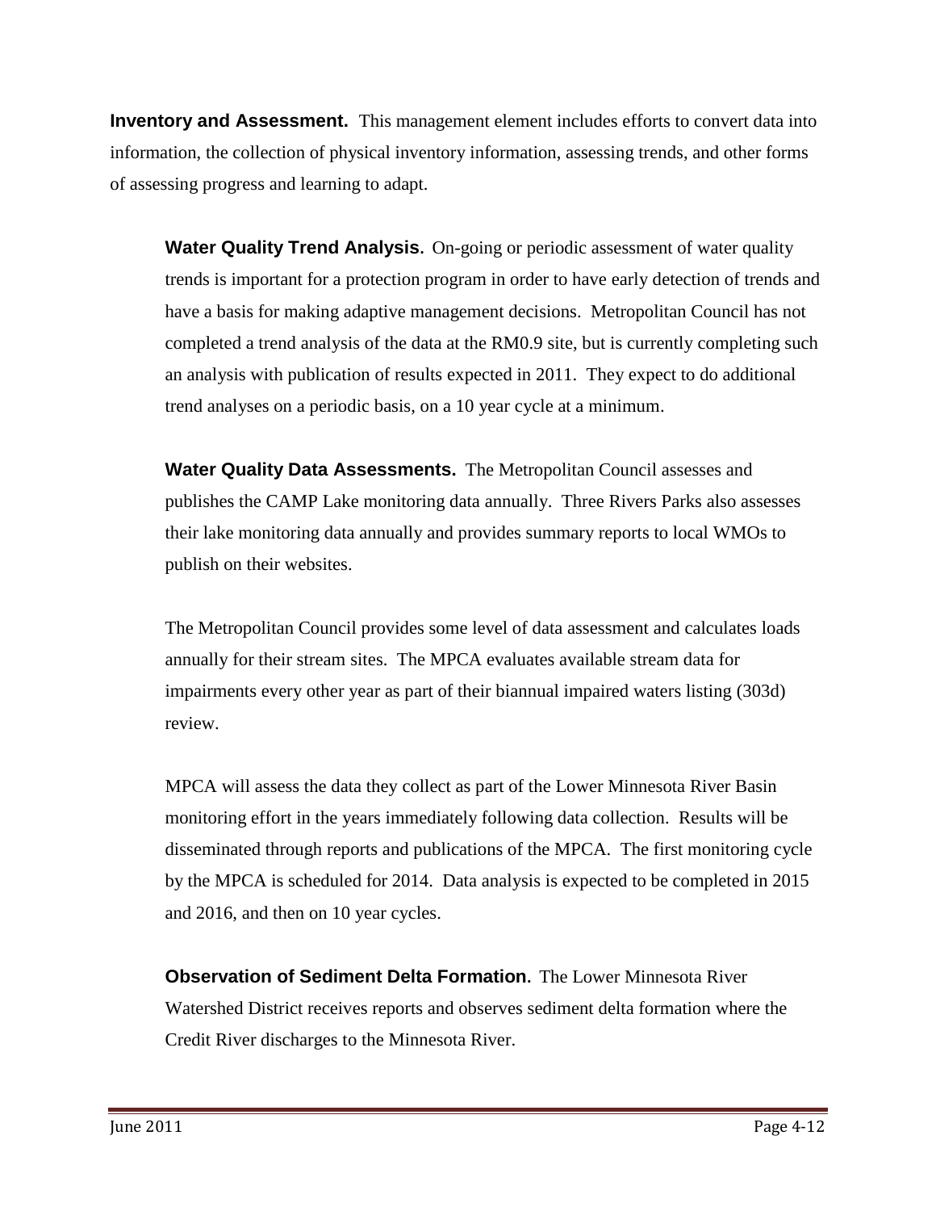**Inventory and Assessment.** This management element includes efforts to convert data into information, the collection of physical inventory information, assessing trends, and other forms of assessing progress and learning to adapt.

**Water Quality Trend Analysis.** On-going or periodic assessment of water quality trends is important for a protection program in order to have early detection of trends and have a basis for making adaptive management decisions. Metropolitan Council has not completed a trend analysis of the data at the RM0.9 site, but is currently completing such an analysis with publication of results expected in 2011. They expect to do additional trend analyses on a periodic basis, on a 10 year cycle at a minimum.

**Water Quality Data Assessments.** The Metropolitan Council assesses and publishes the CAMP Lake monitoring data annually. Three Rivers Parks also assesses their lake monitoring data annually and provides summary reports to local WMOs to publish on their websites.

The Metropolitan Council provides some level of data assessment and calculates loads annually for their stream sites. The MPCA evaluates available stream data for impairments every other year as part of their biannual impaired waters listing (303d) review.

MPCA will assess the data they collect as part of the Lower Minnesota River Basin monitoring effort in the years immediately following data collection. Results will be disseminated through reports and publications of the MPCA. The first monitoring cycle by the MPCA is scheduled for 2014. Data analysis is expected to be completed in 2015 and 2016, and then on 10 year cycles.

**Observation of Sediment Delta Formation.** The Lower Minnesota River Watershed District receives reports and observes sediment delta formation where the Credit River discharges to the Minnesota River.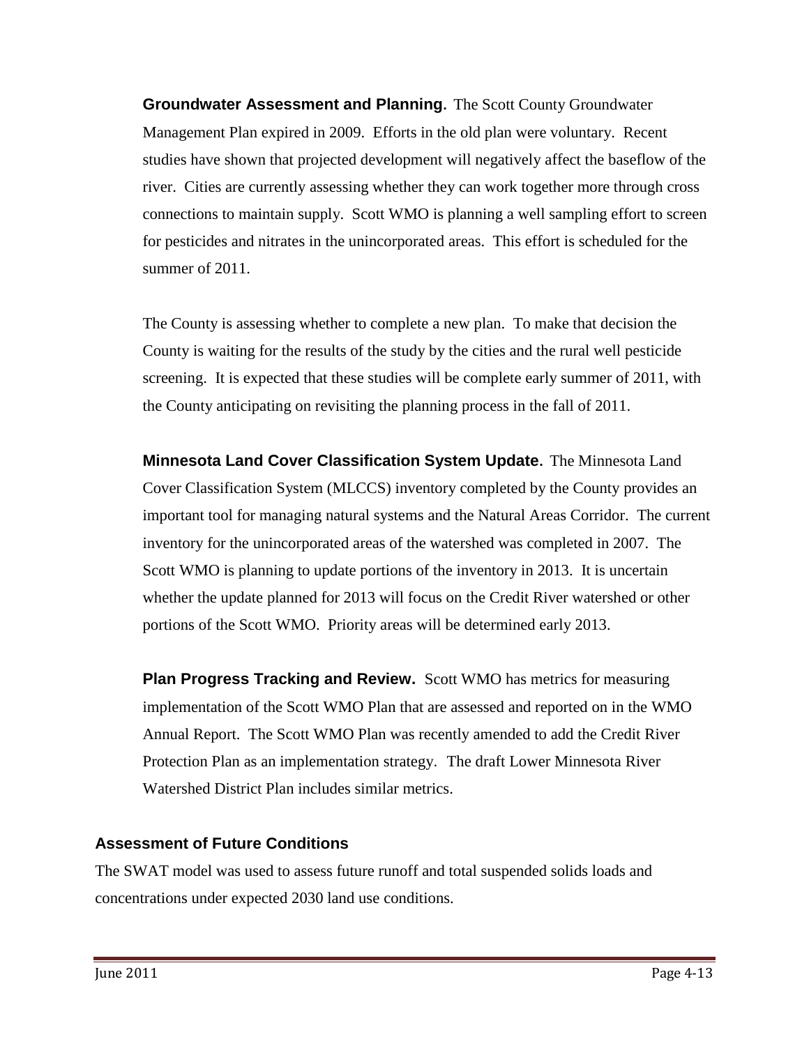**Groundwater Assessment and Planning.** The Scott County Groundwater Management Plan expired in 2009. Efforts in the old plan were voluntary. Recent studies have shown that projected development will negatively affect the baseflow of the river. Cities are currently assessing whether they can work together more through cross connections to maintain supply. Scott WMO is planning a well sampling effort to screen for pesticides and nitrates in the unincorporated areas. This effort is scheduled for the summer of 2011.

The County is assessing whether to complete a new plan. To make that decision the County is waiting for the results of the study by the cities and the rural well pesticide screening. It is expected that these studies will be complete early summer of 2011, with the County anticipating on revisiting the planning process in the fall of 2011.

**Minnesota Land Cover Classification System Update.** The Minnesota Land Cover Classification System (MLCCS) inventory completed by the County provides an important tool for managing natural systems and the Natural Areas Corridor. The current inventory for the unincorporated areas of the watershed was completed in 2007. The Scott WMO is planning to update portions of the inventory in 2013. It is uncertain whether the update planned for 2013 will focus on the Credit River watershed or other portions of the Scott WMO. Priority areas will be determined early 2013.

**Plan Progress Tracking and Review.** Scott WMO has metrics for measuring implementation of the Scott WMO Plan that are assessed and reported on in the WMO Annual Report. The Scott WMO Plan was recently amended to add the Credit River Protection Plan as an implementation strategy. The draft Lower Minnesota River Watershed District Plan includes similar metrics.

### Assessment of Future Conditions

The SWAT model was used to assess future runoff and total suspended solids loads and concentrations under expected 2030 land use conditions.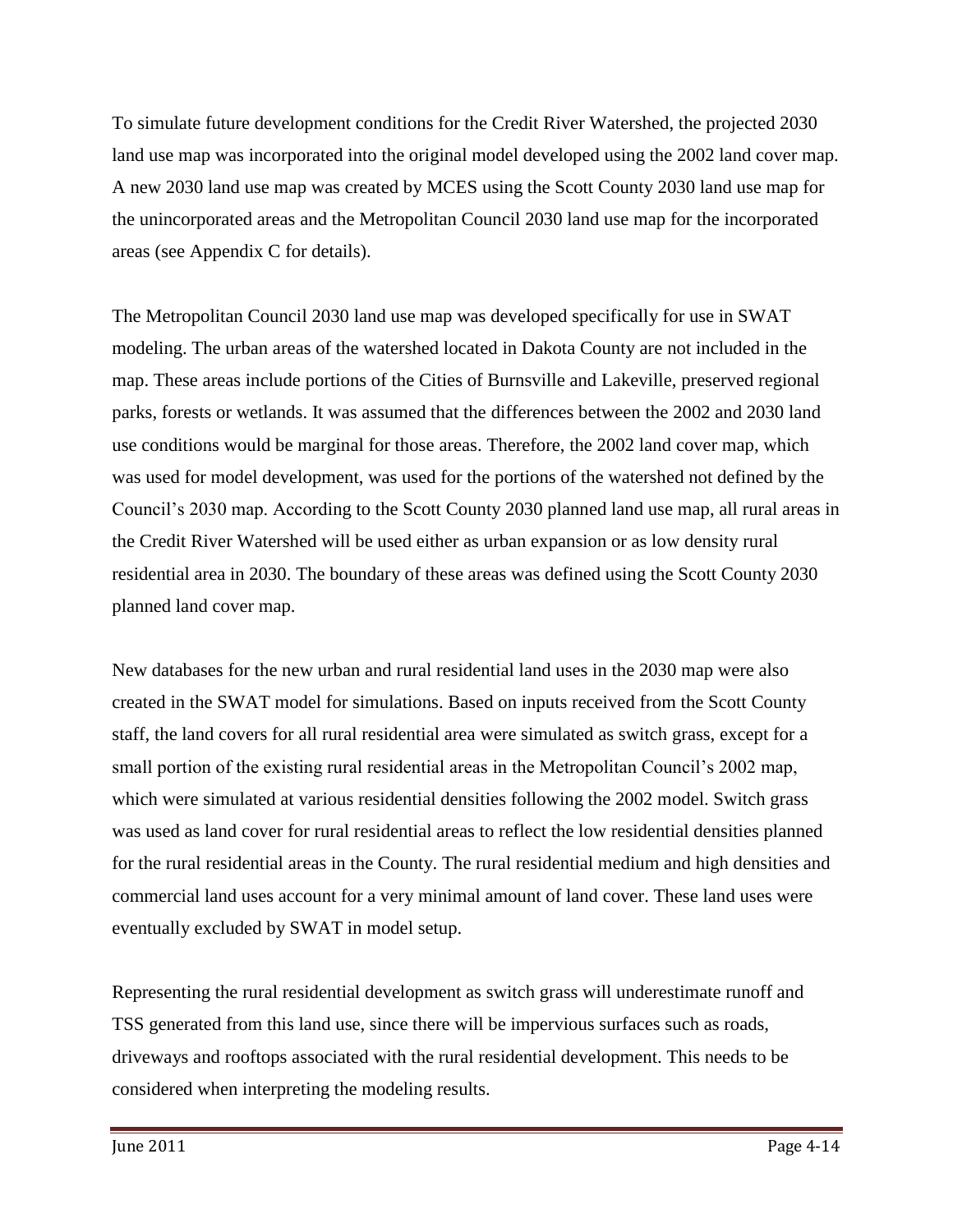To simulate future development conditions for the Credit River Watershed, the projected 2030 land use map was incorporated into the original model developed using the 2002 land cover map. A new 2030 land use map was created by MCES using the Scott County 2030 land use map for the unincorporated areas and the Metropolitan Council 2030 land use map for the incorporated areas (see Appendix C for details).

The Metropolitan Council 2030 land use map was developed specifically for use in SWAT modeling. The urban areas of the watershed located in Dakota County are not included in the map. These areas include portions of the Cities of Burnsville and Lakeville, preserved regional parks, forests or wetlands. It was assumed that the differences between the 2002 and 2030 land use conditions would be marginal for those areas. Therefore, the 2002 land cover map, which was used for model development, was used for the portions of the watershed not defined by the Council's 2030 map. According to the Scott County 2030 planned land use map, all rural areas in the Credit River Watershed will be used either as urban expansion or as low density rural residential area in 2030. The boundary of these areas was defined using the Scott County 2030 planned land cover map.

New databases for the new urban and rural residential land uses in the 2030 map were also created in the SWAT model for simulations. Based on inputs received from the Scott County staff, the land covers for all rural residential area were simulated as switch grass, except for a small portion of the existing rural residential areas in the Metropolitan Council's 2002 map, which were simulated at various residential densities following the 2002 model. Switch grass was used as land cover for rural residential areas to reflect the low residential densities planned for the rural residential areas in the County. The rural residential medium and high densities and commercial land uses account for a very minimal amount of land cover. These land uses were eventually excluded by SWAT in model setup.

Representing the rural residential development as switch grass will underestimate runoff and TSS generated from this land use, since there will be impervious surfaces such as roads, driveways and rooftops associated with the rural residential development. This needs to be considered when interpreting the modeling results.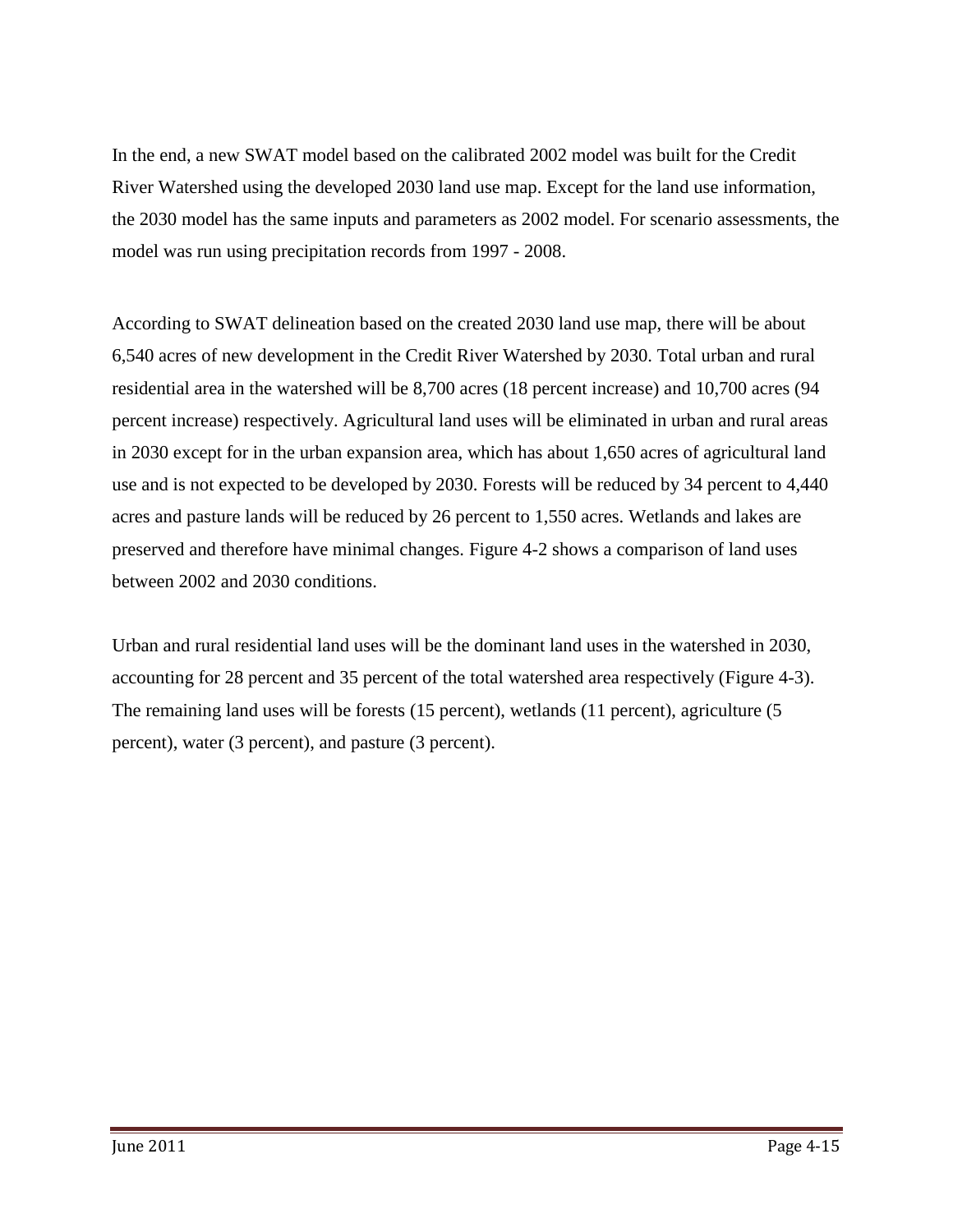In the end, a new SWAT model based on the calibrated 2002 model was built for the Credit River Watershed using the developed 2030 land use map. Except for the land use information, the 2030 model has the same inputs and parameters as 2002 model. For scenario assessments, the model was run using precipitation records from 1997 - 2008.

According to SWAT delineation based on the created 2030 land use map, there will be about 6,540 acres of new development in the Credit River Watershed by 2030. Total urban and rural residential area in the watershed will be 8,700 acres (18 percent increase) and 10,700 acres (94 percent increase) respectively. Agricultural land uses will be eliminated in urban and rural areas in 2030 except for in the urban expansion area, which has about 1,650 acres of agricultural land use and is not expected to be developed by 2030. Forests will be reduced by 34 percent to 4,440 acres and pasture lands will be reduced by 26 percent to 1,550 acres. Wetlands and lakes are preserved and therefore have minimal changes. Figure 4-2 shows a comparison of land uses between 2002 and 2030 conditions.

Urban and rural residential land uses will be the dominant land uses in the watershed in 2030, accounting for 28 percent and 35 percent of the total watershed area respectively (Figure 4-3). The remaining land uses will be forests (15 percent), wetlands (11 percent), agriculture (5 percent), water (3 percent), and pasture (3 percent).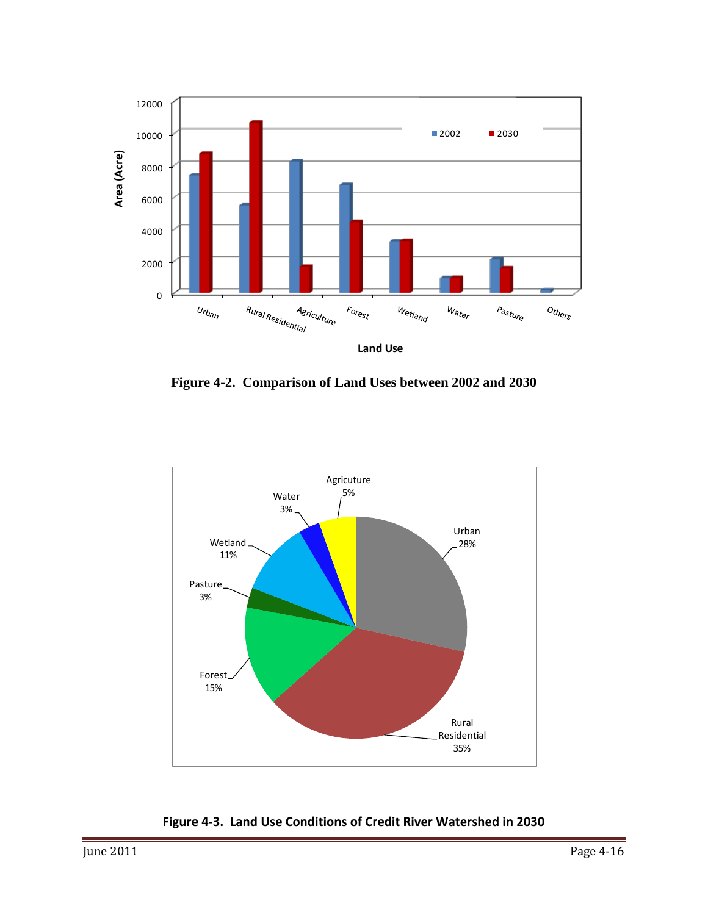Area (Acre)

12000
10000
8000
6000
4000
2000
0

2002
2030

Urban
Rural Residential
Agriculture
Forest
Wetland
Water
Pasture
Others

Land Use

**Figure 4-2. Comparison of Land Uses between 2002 and 2030**

Agriculture 5%
Water 3%
Urban 28%
Wetland 11%
Pasture 3%
Forest 15%
Rural Residential 35%

**Figure 4-3. Land Use Conditions of Credit River Watershed in 2030**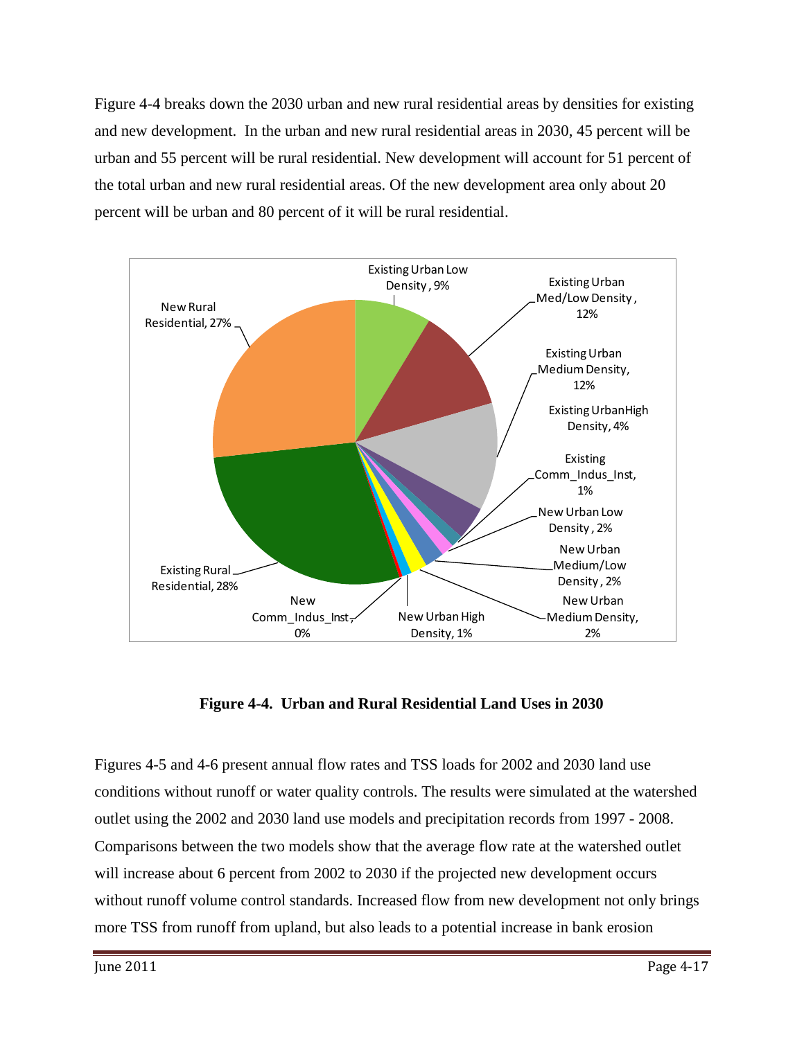Figure 4-4 breaks down the 2030 urban and new rural residential areas by densities for existing and new development. In the urban and new rural residential areas in 2030, 45 percent will be urban and 55 percent will be rural residential. New development will account for 51 percent of the total urban and new rural residential areas. Of the new development area only about 20 percent will be urban and 80 percent of it will be rural residential.

Existing Urban Low Density , 9%

Existing Urban Med/Low Density , 12%

Existing Urban Medium Density, 12%

Existing UrbanHigh Density, 4%

Existing Comm_Indus_Inst, 1%

New Urban Low Density , 2%

New Urban Medium/Low Density , 2%

New Urban Medium Density, 2%

New Urban High Density, 1%

New Comm_Indus_Inst, 0%

Existing Rural Residential, 28%

New Rural Residential, 27%

**Figure 4-4. Urban and Rural Residential Land Uses in 2030**

Figures 4-5 and 4-6 present annual flow rates and TSS loads for 2002 and 2030 land use conditions without runoff or water quality controls. The results were simulated at the watershed outlet using the 2002 and 2030 land use models and precipitation records from 1997 - 2008. Comparisons between the two models show that the average flow rate at the watershed outlet will increase about 6 percent from 2002 to 2030 if the projected new development occurs without runoff volume control standards. Increased flow from new development not only brings more TSS from runoff from upland, but also leads to a potential increase in bank erosion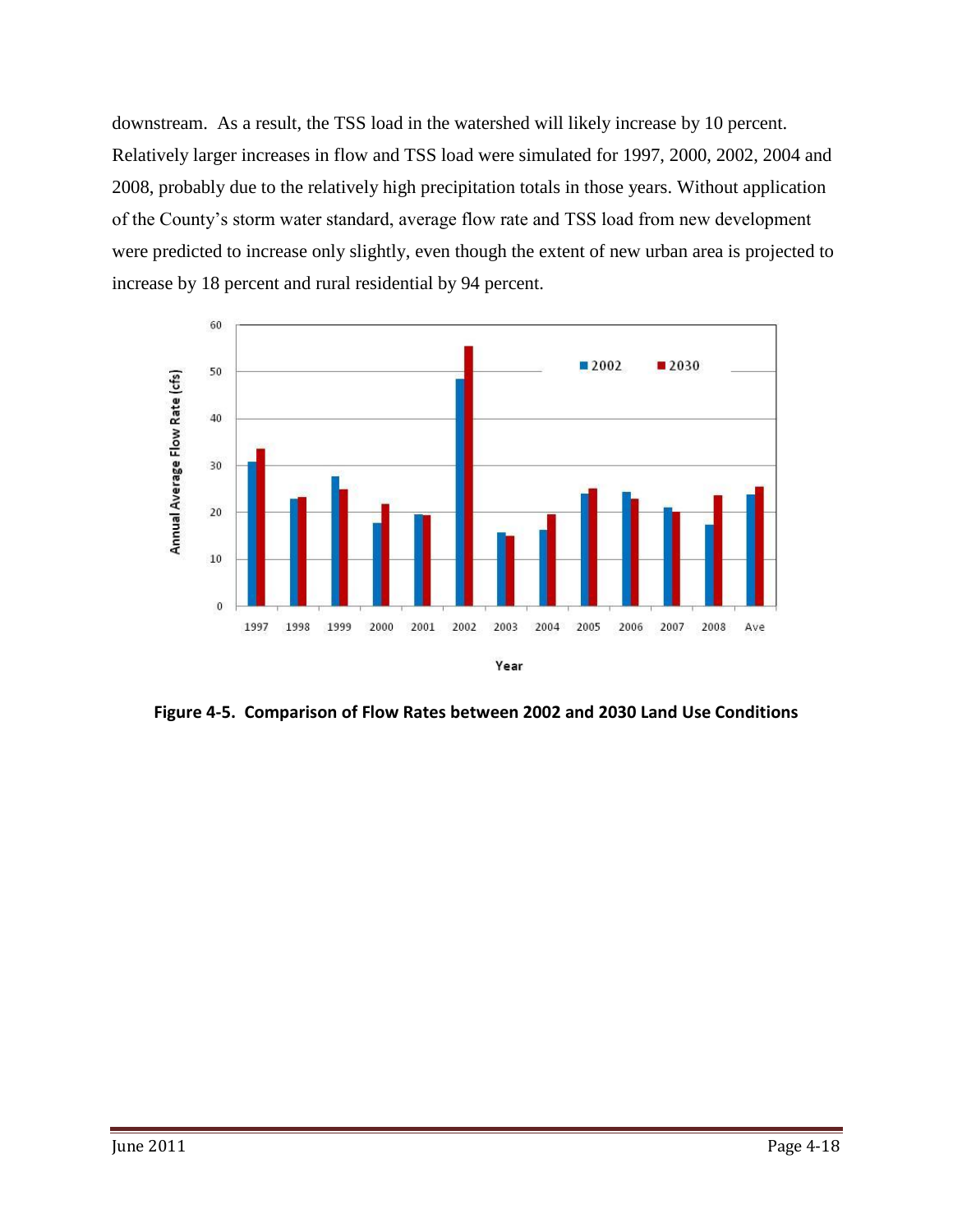downstream. As a result, the TSS load in the watershed will likely increase by 10 percent. Relatively larger increases in flow and TSS load were simulated for 1997, 2000, 2002, 2004 and 2008, probably due to the relatively high precipitation totals in those years. Without application of the County's storm water standard, average flow rate and TSS load from new development were predicted to increase only slightly, even though the extent of new urban area is projected to increase by 18 percent and rural residential by 94 percent.

Annual Average Flow Rate (cfs)

60
50
40
30
20
10
0

2002 2030

1997 1998 1999 2000 2001 2002 2003 2004 2005 2006 2007 2008 Ave

Year

**Figure 4-5. Comparison of Flow Rates between 2002 and 2030 Land Use Conditions**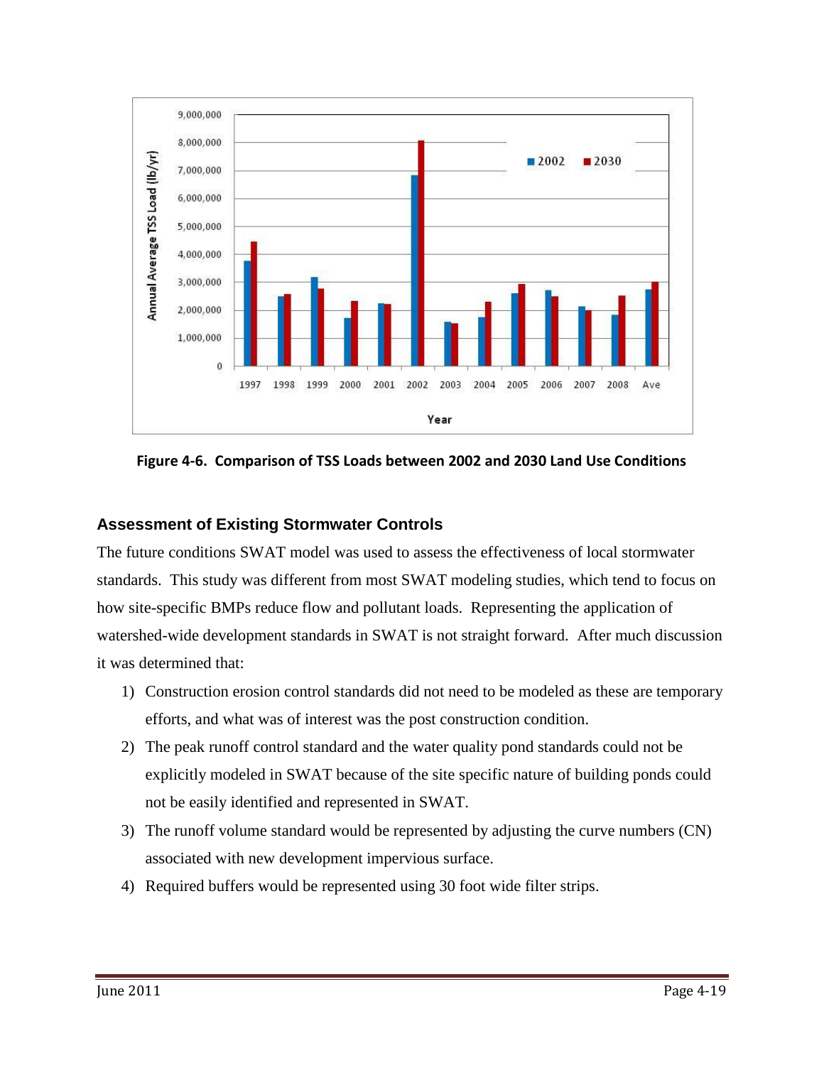Figure 4-6. Comparison of TSS Loads between 2002 and 2030 Land Use Conditions

### Assessment of Existing Stormwater Controls

The future conditions SWAT model was used to assess the effectiveness of local stormwater standards. This study was different from most SWAT modeling studies, which tend to focus on how site-specific BMPs reduce flow and pollutant loads. Representing the application of watershed-wide development standards in SWAT is not straight forward. After much discussion it was determined that:

1) Construction erosion control standards did not need to be modeled as these are temporary efforts, and what was of interest was the post construction condition.
2) The peak runoff control standard and the water quality pond standards could not be explicitly modeled in SWAT because of the site specific nature of building ponds could not be easily identified and represented in SWAT.
3) The runoff volume standard would be represented by adjusting the curve numbers (CN) associated with new development impervious surface.
4) Required buffers would be represented using 30 foot wide filter strips.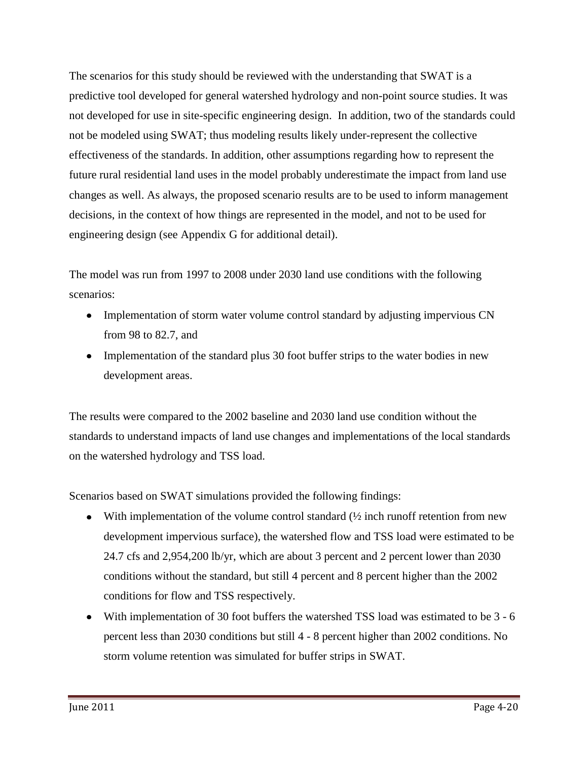The scenarios for this study should be reviewed with the understanding that SWAT is a predictive tool developed for general watershed hydrology and non-point source studies. It was not developed for use in site-specific engineering design. In addition, two of the standards could not be modeled using SWAT; thus modeling results likely under-represent the collective effectiveness of the standards. In addition, other assumptions regarding how to represent the future rural residential land uses in the model probably underestimate the impact from land use changes as well. As always, the proposed scenario results are to be used to inform management decisions, in the context of how things are represented in the model, and not to be used for engineering design (see Appendix G for additional detail).

The model was run from 1997 to 2008 under 2030 land use conditions with the following scenarios:

- Implementation of storm water volume control standard by adjusting impervious CN from 98 to 82.7, and
- Implementation of the standard plus 30 foot buffer strips to the water bodies in new development areas.

The results were compared to the 2002 baseline and 2030 land use condition without the standards to understand impacts of land use changes and implementations of the local standards on the watershed hydrology and TSS load.

Scenarios based on SWAT simulations provided the following findings:

- With implementation of the volume control standard (½ inch runoff retention from new development impervious surface), the watershed flow and TSS load were estimated to be 24.7 cfs and 2,954,200 lb/yr, which are about 3 percent and 2 percent lower than 2030 conditions without the standard, but still 4 percent and 8 percent higher than the 2002 conditions for flow and TSS respectively.
- With implementation of 30 foot buffers the watershed TSS load was estimated to be 3 - 6 percent less than 2030 conditions but still 4 - 8 percent higher than 2002 conditions. No storm volume retention was simulated for buffer strips in SWAT.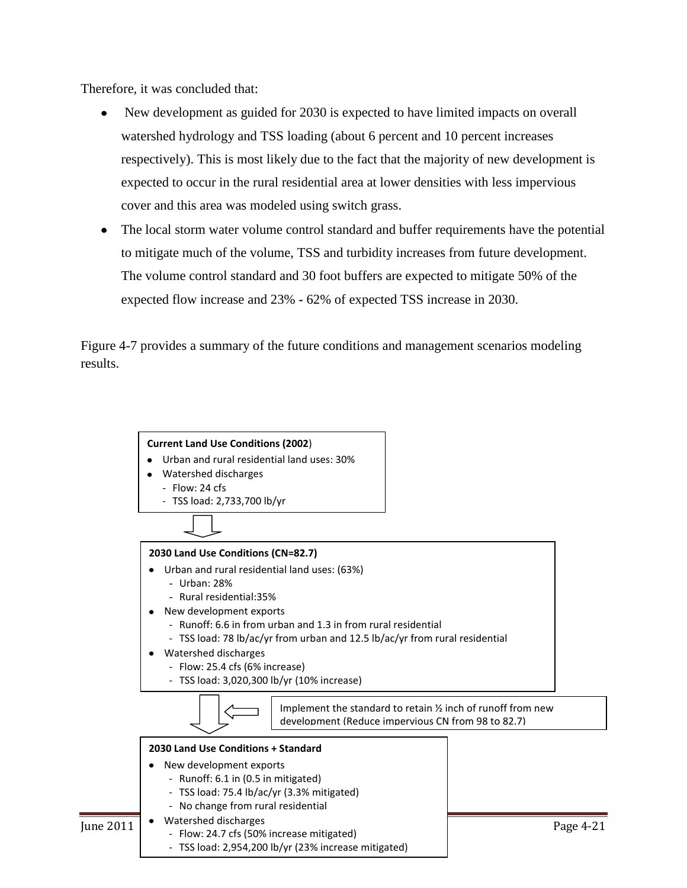Therefore, it was concluded that:

- New development as guided for 2030 is expected to have limited impacts on overall watershed hydrology and TSS loading (about 6 percent and 10 percent increases respectively). This is most likely due to the fact that the majority of new development is expected to occur in the rural residential area at lower densities with less impervious cover and this area was modeled using switch grass.
- The local storm water volume control standard and buffer requirements have the potential to mitigate much of the volume, TSS and turbidity increases from future development. The volume control standard and 30 foot buffers are expected to mitigate 50% of the expected flow increase and 23% - 62% of expected TSS increase in 2030.

Figure 4-7 provides a summary of the future conditions and management scenarios modeling results.

**Current Land Use Conditions (2002)**

- Urban and rural residential land uses: 30%
- Watershed discharges
  - Flow: 24 cfs
  - TSS load: 2,733,700 lb/yr

**2030 Land Use Conditions (CN=82.7)**

- Urban and rural residential land uses: (63%)
  - Urban: 28%
  - Rural residential:35%
- New development exports
  - Runoff: 6.6 in from urban and 1.3 in from rural residential
  - TSS load: 78 lb/ac/yr from urban and 12.5 lb/ac/yr from rural residential
- Watershed discharges
  - Flow: 25.4 cfs (6% increase)
  - TSS load: 3,020,300 lb/yr (10% increase)

Implement the standard to retain ½ inch of runoff from new development (Reduce impervious CN from 98 to 82.7)

**2030 Land Use Conditions + Standard**

- New development exports
  - Runoff: 6.1 in (0.5 in mitigated)
  - TSS load: 75.4 lb/ac/yr (3.3% mitigated)
  - No change from rural residential
- Watershed discharges
  - Flow: 24.7 cfs (50% increase mitigated)
  - TSS load: 2,954,200 lb/yr (23% increase mitigated)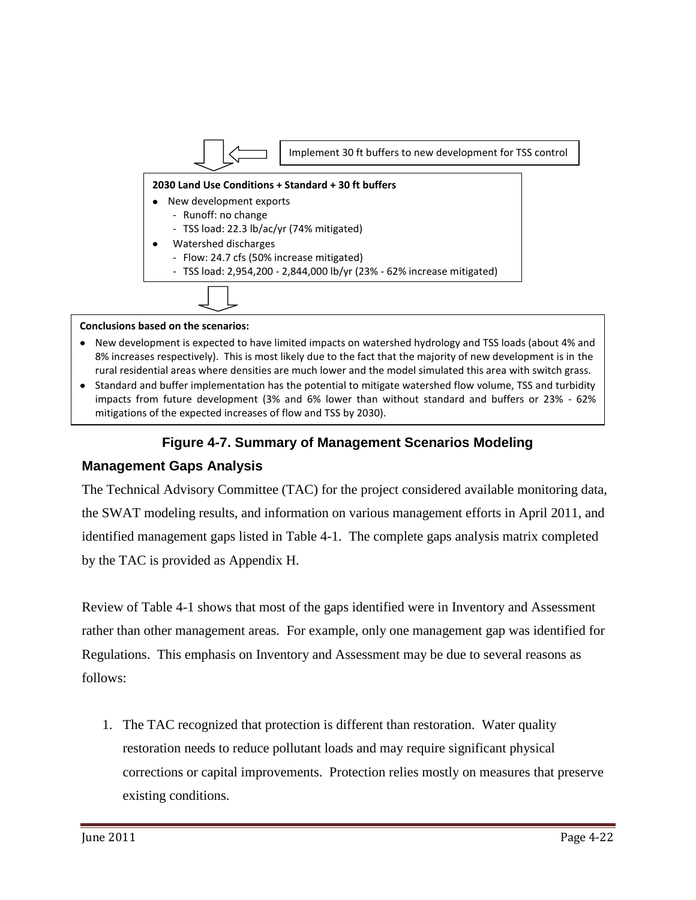Implement 30 ft buffers to new development for TSS control

**2030 Land Use Conditions + Standard + 30 ft buffers**

- New development exports
  - Runoff: no change
  - TSS load: 22.3 lb/ac/yr (74% mitigated)
- Watershed discharges
  - Flow: 24.7 cfs (50% increase mitigated)
  - TSS load: 2,954,200 - 2,844,000 lb/yr (23% - 62% increase mitigated)

**Conclusions based on the scenarios:**

- New development is expected to have limited impacts on watershed hydrology and TSS loads (about 4% and 8% increases respectively). This is most likely due to the fact that the majority of new development is in the rural residential areas where densities are much lower and the model simulated this area with switch grass.
- Standard and buffer implementation has the potential to mitigate watershed flow volume, TSS and turbidity impacts from future development (3% and 6% lower than without standard and buffers or 23% - 62% mitigations of the expected increases of flow and TSS by 2030).

**Figure 4-7. Summary of Management Scenarios Modeling**

### Management Gaps Analysis

The Technical Advisory Committee (TAC) for the project considered available monitoring data, the SWAT modeling results, and information on various management efforts in April 2011, and identified management gaps listed in Table 4-1. The complete gaps analysis matrix completed by the TAC is provided as Appendix H.

Review of Table 4-1 shows that most of the gaps identified were in Inventory and Assessment rather than other management areas. For example, only one management gap was identified for Regulations. This emphasis on Inventory and Assessment may be due to several reasons as follows:

1. The TAC recognized that protection is different than restoration. Water quality restoration needs to reduce pollutant loads and may require significant physical corrections or capital improvements. Protection relies mostly on measures that preserve existing conditions.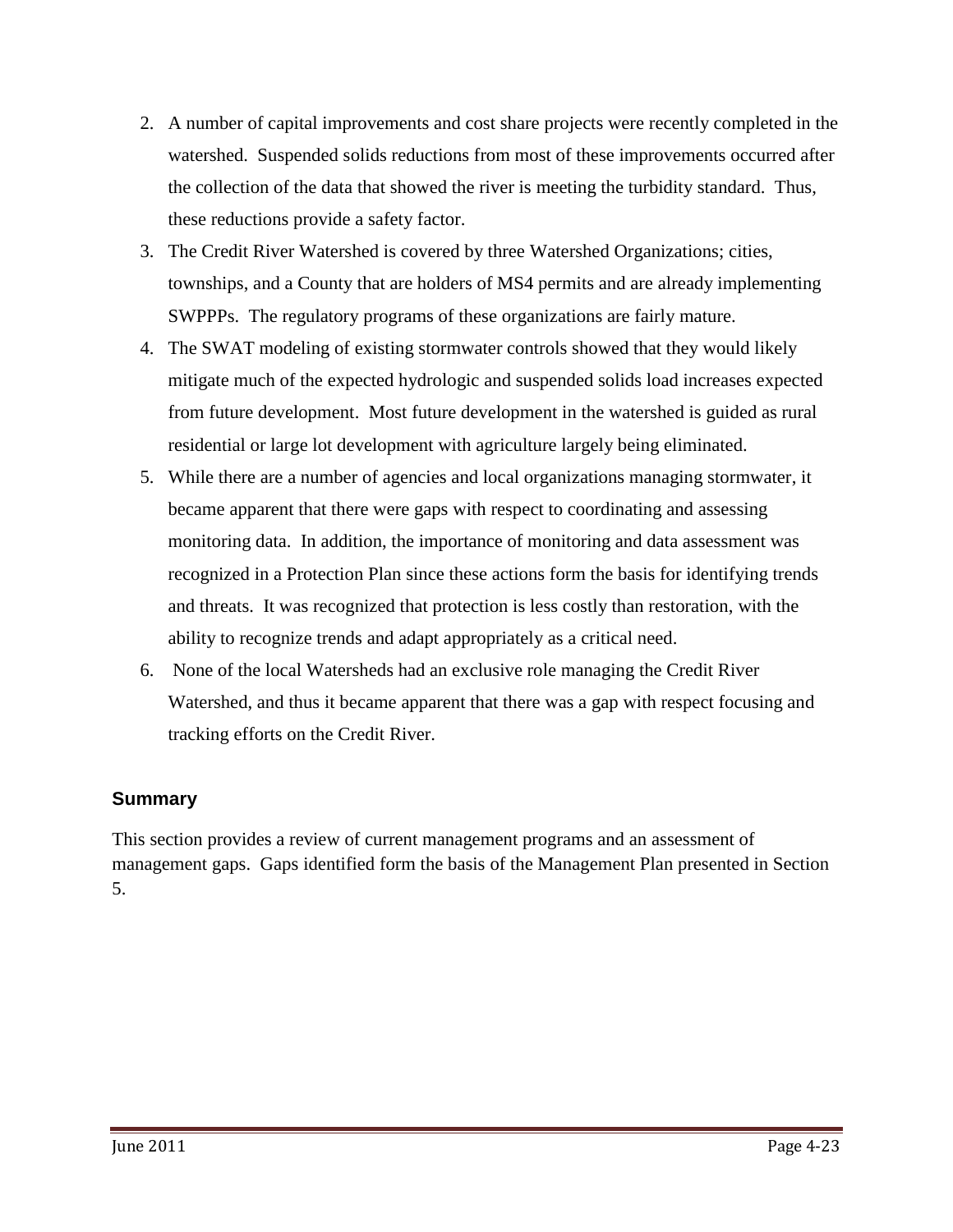2. A number of capital improvements and cost share projects were recently completed in the watershed. Suspended solids reductions from most of these improvements occurred after the collection of the data that showed the river is meeting the turbidity standard. Thus, these reductions provide a safety factor.
3. The Credit River Watershed is covered by three Watershed Organizations; cities, townships, and a County that are holders of MS4 permits and are already implementing SWPPPs. The regulatory programs of these organizations are fairly mature.
4. The SWAT modeling of existing stormwater controls showed that they would likely mitigate much of the expected hydrologic and suspended solids load increases expected from future development. Most future development in the watershed is guided as rural residential or large lot development with agriculture largely being eliminated.
5. While there are a number of agencies and local organizations managing stormwater, it became apparent that there were gaps with respect to coordinating and assessing monitoring data. In addition, the importance of monitoring and data assessment was recognized in a Protection Plan since these actions form the basis for identifying trends and threats. It was recognized that protection is less costly than restoration, with the ability to recognize trends and adapt appropriately as a critical need.
6. None of the local Watersheds had an exclusive role managing the Credit River Watershed, and thus it became apparent that there was a gap with respect focusing and tracking efforts on the Credit River.

### Summary

This section provides a review of current management programs and an assessment of management gaps. Gaps identified form the basis of the Management Plan presented in Section 5.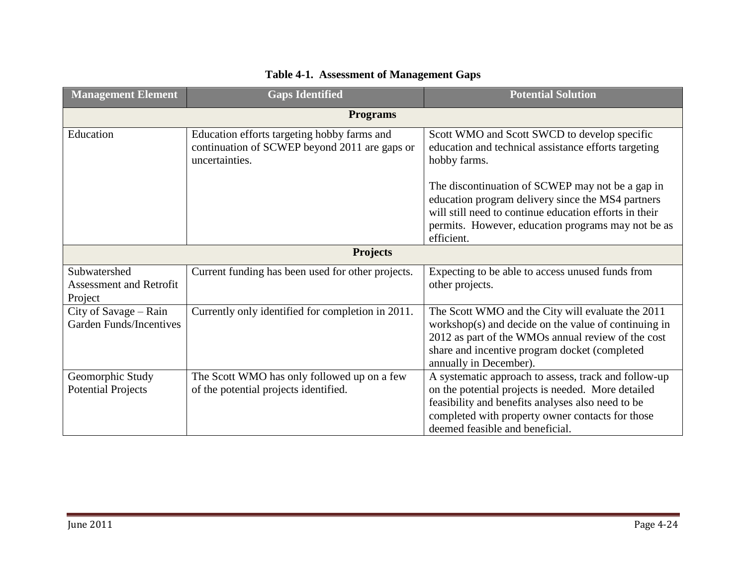**Table 4-1. Assessment of Management Gaps**

| Management Element | Gaps Identified | Potential Solution |
|---|---|---|
| **Programs** | | |
| Education | Education efforts targeting hobby farms and continuation of SCWEP beyond 2011 are gaps or uncertainties. | Scott WMO and Scott SWCD to develop specific education and technical assistance efforts targeting hobby farms.<br><br>The discontinuation of SCWEP may not be a gap in education program delivery since the MS4 partners will still need to continue education efforts in their permits. However, education programs may not be as efficient. |
| **Projects** | | |
| Subwatershed Assessment and Retrofit Project | Current funding has been used for other projects. | Expecting to be able to access unused funds from other projects. |
| City of Savage – Rain Garden Funds/Incentives | Currently only identified for completion in 2011. | The Scott WMO and the City will evaluate the 2011 workshop(s) and decide on the value of continuing in 2012 as part of the WMOs annual review of the cost share and incentive program docket (completed annually in December). |
| Geomorphic Study Potential Projects | The Scott WMO has only followed up on a few of the potential projects identified. | A systematic approach to assess, track and follow-up on the potential projects is needed. More detailed feasibility and benefits analyses also need to be completed with property owner contacts for those deemed feasible and beneficial. |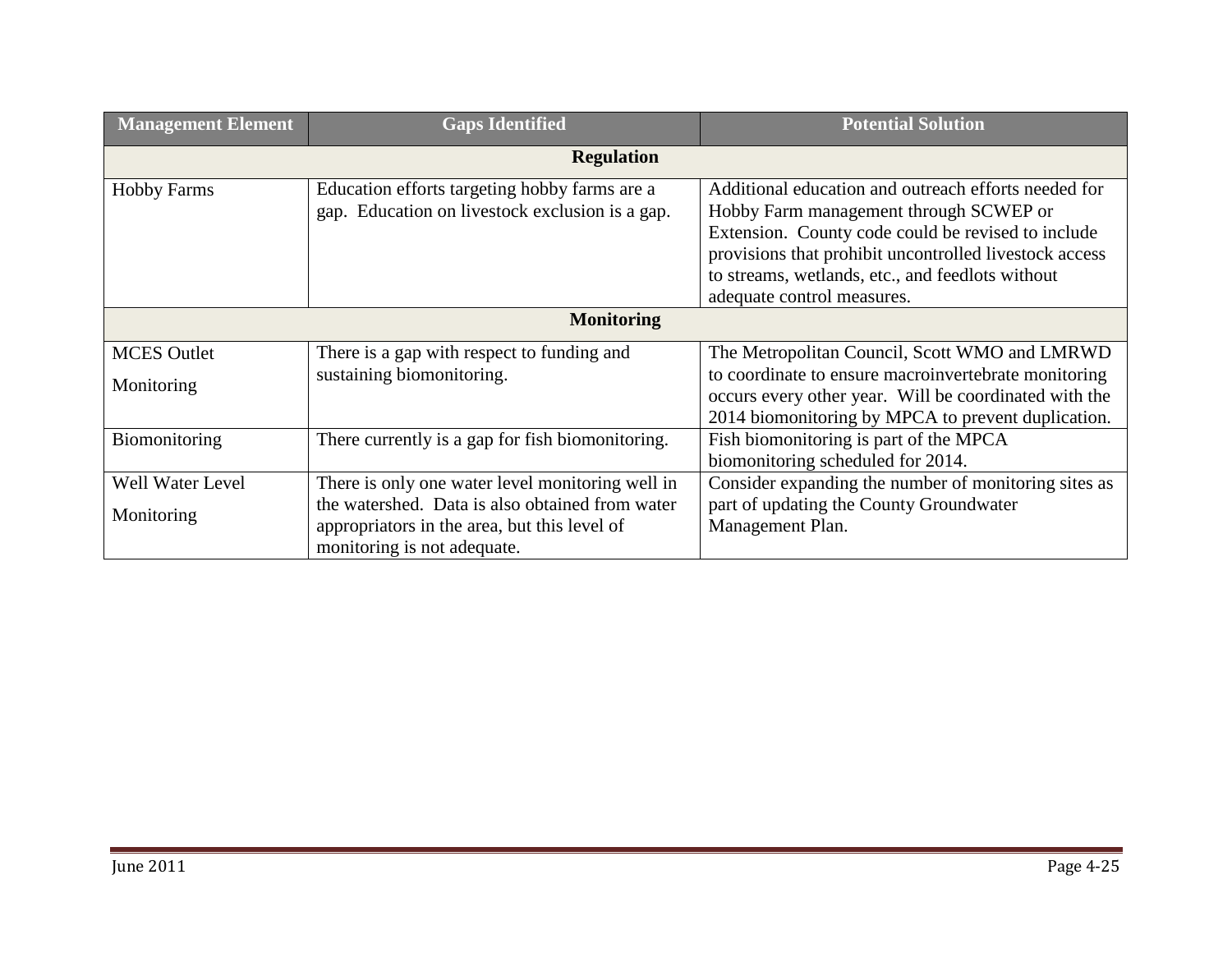| Management Element | Gaps Identified | Potential Solution |
|---|---|---|
| **Regulation** | | |
| Hobby Farms | Education efforts targeting hobby farms are a gap. Education on livestock exclusion is a gap. | Additional education and outreach efforts needed for Hobby Farm management through SCWEP or Extension. County code could be revised to include provisions that prohibit uncontrolled livestock access to streams, wetlands, etc., and feedlots without adequate control measures. |
| **Monitoring** | | |
| MCES Outlet Monitoring | There is a gap with respect to funding and sustaining biomonitoring. | The Metropolitan Council, Scott WMO and LMRWD to coordinate to ensure macroinvertebrate monitoring occurs every other year. Will be coordinated with the 2014 biomonitoring by MPCA to prevent duplication. |
| Biomonitoring | There currently is a gap for fish biomonitoring. | Fish biomonitoring is part of the MPCA biomonitoring scheduled for 2014. |
| Well Water Level Monitoring | There is only one water level monitoring well in the watershed. Data is also obtained from water appropriators in the area, but this level of monitoring is not adequate. | Consider expanding the number of monitoring sites as part of updating the County Groundwater Management Plan. |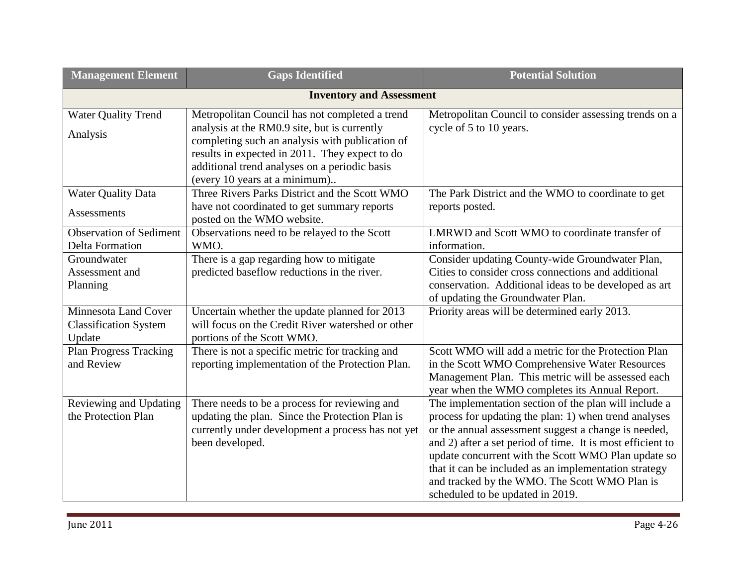| Management Element | Gaps Identified | Potential Solution |
|---|---|---|
| **Inventory and Assessment** | | |
| Water Quality Trend Analysis | Metropolitan Council has not completed a trend analysis at the RM0.9 site, but is currently completing such an analysis with publication of results in expected in 2011. They expect to do additional trend analyses on a periodic basis (every 10 years at a minimum).. | Metropolitan Council to consider assessing trends on a cycle of 5 to 10 years. |
| Water Quality Data Assessments | Three Rivers Parks District and the Scott WMO have not coordinated to get summary reports posted on the WMO website. | The Park District and the WMO to coordinate to get reports posted. |
| Observation of Sediment Delta Formation | Observations need to be relayed to the Scott WMO. | LMRWD and Scott WMO to coordinate transfer of information. |
| Groundwater Assessment and Planning | There is a gap regarding how to mitigate predicted baseflow reductions in the river. | Consider updating County-wide Groundwater Plan, Cities to consider cross connections and additional conservation. Additional ideas to be developed as art of updating the Groundwater Plan. |
| Minnesota Land Cover Classification System Update | Uncertain whether the update planned for 2013 will focus on the Credit River watershed or other portions of the Scott WMO. | Priority areas will be determined early 2013. |
| Plan Progress Tracking and Review | There is not a specific metric for tracking and reporting implementation of the Protection Plan. | Scott WMO will add a metric for the Protection Plan in the Scott WMO Comprehensive Water Resources Management Plan. This metric will be assessed each year when the WMO completes its Annual Report. |
| Reviewing and Updating the Protection Plan | There needs to be a process for reviewing and updating the plan. Since the Protection Plan is currently under development a process has not yet been developed. | The implementation section of the plan will include a process for updating the plan: 1) when trend analyses or the annual assessment suggest a change is needed, and 2) after a set period of time. It is most efficient to update concurrent with the Scott WMO Plan update so that it can be included as an implementation strategy and tracked by the WMO. The Scott WMO Plan is scheduled to be updated in 2019. |